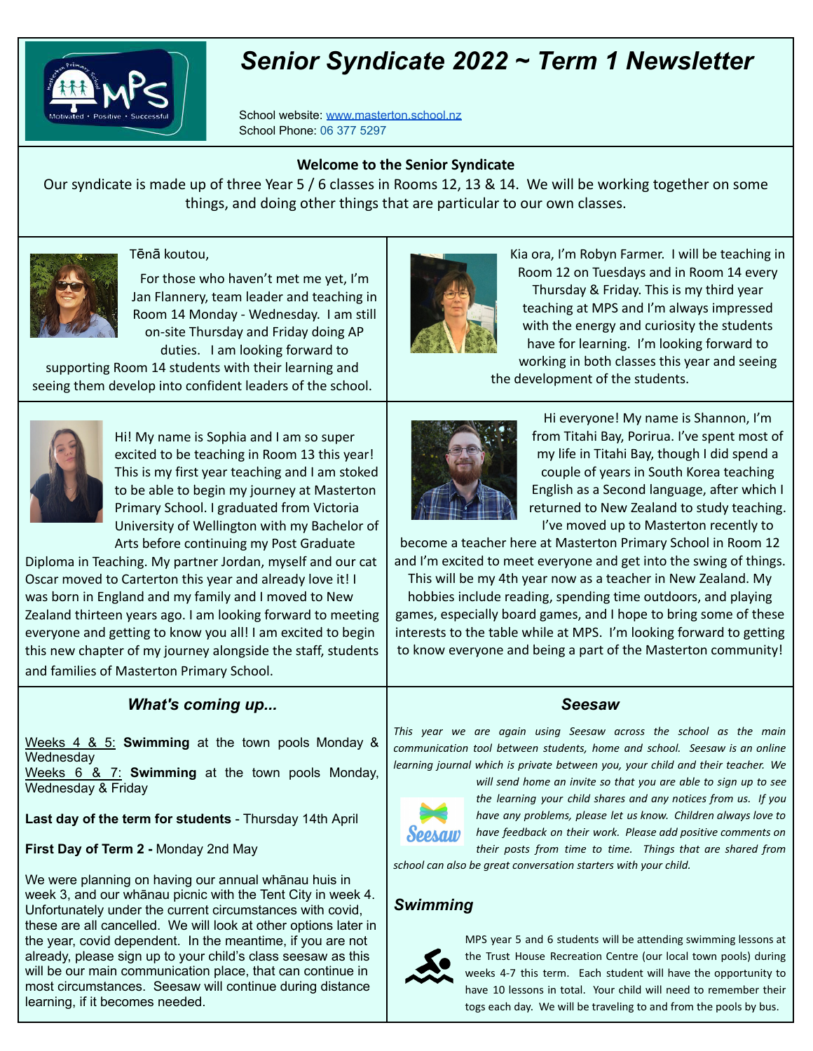# Senior Syndicate 2022 ~ Term 1 Newsletter

School website: [www.masterton.school.nz](http://www.masterton.school.nz)
School Phone: 06 377 5297

## Welcome to the Senior Syndicate

Our syndicate is made up of three Year 5 / 6 classes in Rooms 12, 13 & 14. We will be working together on some things, and doing other things that are particular to our own classes.

Tēnā koutou,

For those who haven't met me yet, I'm Jan Flannery, team leader and teaching in Room 14 Monday - Wednesday. I am still on-site Thursday and Friday doing AP duties. I am looking forward to supporting Room 14 students with their learning and seeing them develop into confident leaders of the school.

Kia ora, I'm Robyn Farmer. I will be teaching in Room 12 on Tuesdays and in Room 14 every Thursday & Friday. This is my third year teaching at MPS and I'm always impressed with the energy and curiosity the students have for learning. I'm looking forward to working in both classes this year and seeing the development of the students.

Hi! My name is Sophia and I am so super excited to be teaching in Room 13 this year! This is my first year teaching and I am stoked to be able to begin my journey at Masterton Primary School. I graduated from Victoria University of Wellington with my Bachelor of Arts before continuing my Post Graduate Diploma in Teaching. My partner Jordan, myself and our cat Oscar moved to Carterton this year and already love it! I was born in England and my family and I moved to New Zealand thirteen years ago. I am looking forward to meeting everyone and getting to know you all! I am excited to begin this new chapter of my journey alongside the staff, students and families of Masterton Primary School.

Hi everyone! My name is Shannon, I'm from Titahi Bay, Porirua. I've spent most of my life in Titahi Bay, though I did spend a couple of years in South Korea teaching English as a Second language, after which I returned to New Zealand to study teaching. I've moved up to Masterton recently to become a teacher here at Masterton Primary School in Room 12 and I'm excited to meet everyone and get into the swing of things. This will be my 4th year now as a teacher in New Zealand. My hobbies include reading, spending time outdoors, and playing games, especially board games, and I hope to bring some of these interests to the table while at MPS. I'm looking forward to getting to know everyone and being a part of the Masterton community!

## *What's coming up...*

Weeks 4 & 5: **Swimming** at the town pools Monday & Wednesday
Weeks 6 & 7: **Swimming** at the town pools Monday, Wednesday & Friday

**Last day of the term for students** - Thursday 14th April

**First Day of Term 2 -** Monday 2nd May

We were planning on having our annual whānau huis in week 3, and our whānau picnic with the Tent City in week 4. Unfortunately under the current circumstances with covid, these are all cancelled. We will look at other options later in the year, covid dependent. In the meantime, if you are not already, please sign up to your child's class seesaw as this will be our main communication place, that can continue in most circumstances. Seesaw will continue during distance learning, if it becomes needed.

## *Seesaw*

*This year we are again using Seesaw across the school as the main communication tool between students, home and school. Seesaw is an online learning journal which is private between you, your child and their teacher. We will send home an invite so that you are able to sign up to see the learning your child shares and any notices from us. If you have any problems, please let us know. Children always love to have feedback on their work. Please add positive comments on their posts from time to time. Things that are shared from school can also be great conversation starters with your child.*

## *Swimming*

MPS year 5 and 6 students will be attending swimming lessons at the Trust House Recreation Centre (our local town pools) during weeks 4-7 this term. Each student will have the opportunity to have 10 lessons in total. Your child will need to remember their togs each day. We will be traveling to and from the pools by bus.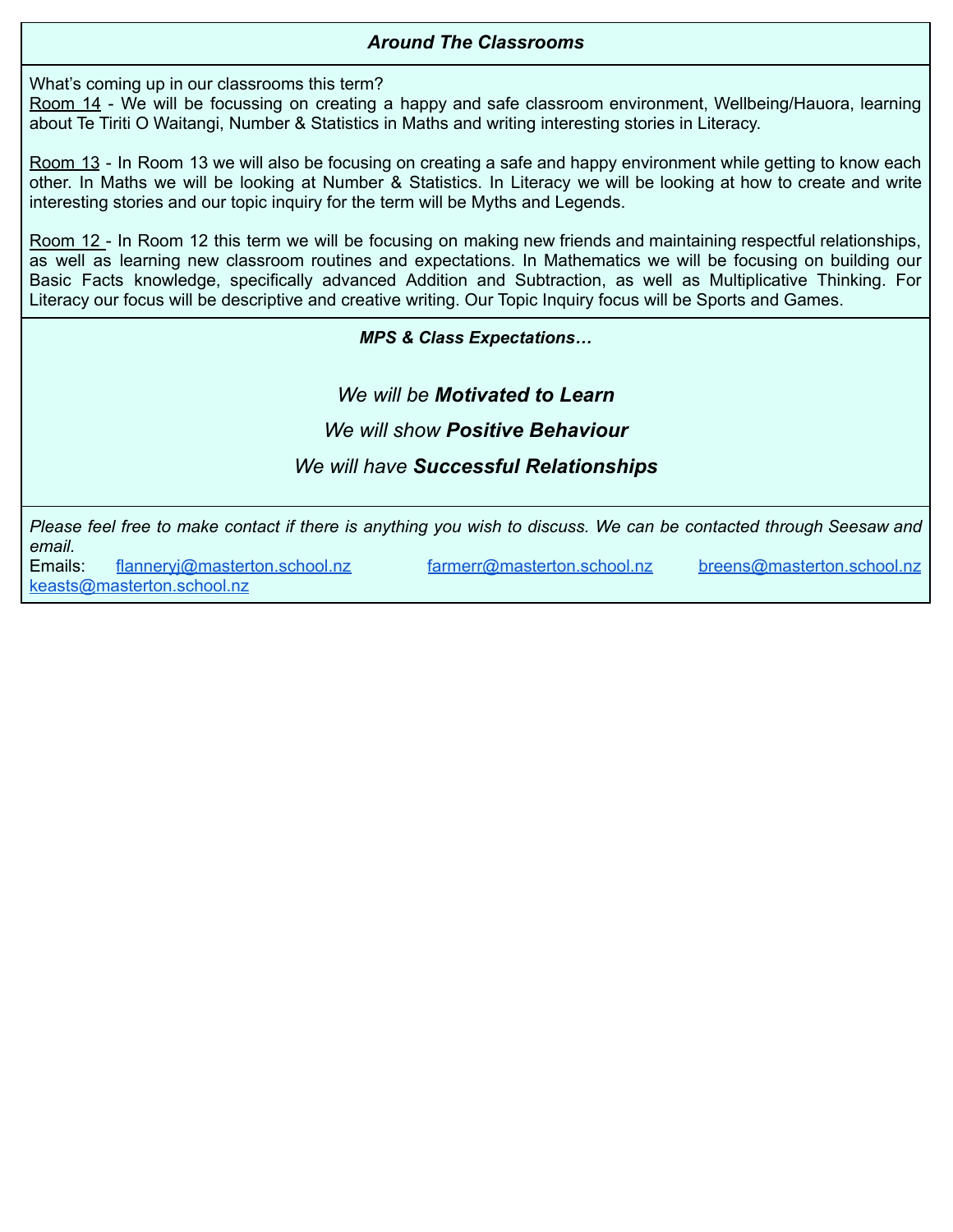## *Around The Classrooms*

What's coming up in our classrooms this term?

Room 14 - We will be focussing on creating a happy and safe classroom environment, Wellbeing/Hauora, learning about Te Tiriti O Waitangi, Number & Statistics in Maths and writing interesting stories in Literacy.

Room 13 - In Room 13 we will also be focusing on creating a safe and happy environment while getting to know each other. In Maths we will be looking at Number & Statistics. In Literacy we will be looking at how to create and write interesting stories and our topic inquiry for the term will be Myths and Legends.

Room 12 - In Room 12 this term we will be focusing on making new friends and maintaining respectful relationships, as well as learning new classroom routines and expectations. In Mathematics we will be focusing on building our Basic Facts knowledge, specifically advanced Addition and Subtraction, as well as Multiplicative Thinking. For Literacy our focus will be descriptive and creative writing. Our Topic Inquiry focus will be Sports and Games.

### *MPS & Class Expectations…*

*We will be **Motivated to Learn***

*We will show **Positive Behaviour***

*We will have **Successful Relationships***

*Please feel free to make contact if there is anything you wish to discuss. We can be contacted through Seesaw and email.*

Emails: flanneryj@masterton.school.nz farmerr@masterton.school.nz breens@masterton.school.nz keasts@masterton.school.nz